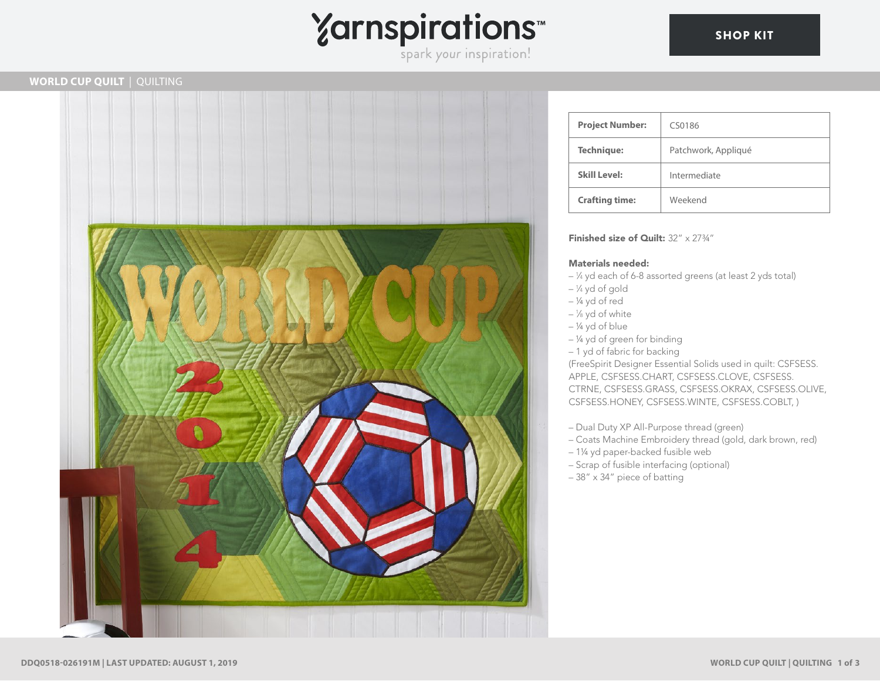# WORLD CUP QUILT | QUILTING

| Project Number: | CS0186 |
| --- | --- |
| Technique: | Patchwork, Appliqué |
| Skill Level: | Intermediate |
| Crafting time: | Weekend |

**Finished size of Quilt:** 32" x 27¾"

**Materials needed:**

– ⅓ yd each of 6-8 assorted greens (at least 2 yds total)
– ⅓ yd of gold
– ¼ yd of red
– ⅛ yd of white
– ¼ yd of blue
– ¼ yd of green for binding
– 1 yd of fabric for backing

(FreeSpirit Designer Essential Solids used in quilt: CSFSESS.APPLE, CSFSESS.CHART, CSFSESS.CLOVE, CSFSESS.CTRNE, CSFSESS.GRASS, CSFSESS.OKRAX, CSFSESS.OLIVE, CSFSESS.HONEY, CSFSESS.WINTE, CSFSESS.COBLT, )

– Dual Duty XP All-Purpose thread (green)
– Coats Machine Embroidery thread (gold, dark brown, red)
– 1¼ yd paper-backed fusible web
– Scrap of fusible interfacing (optional)
– 38" x 34" piece of batting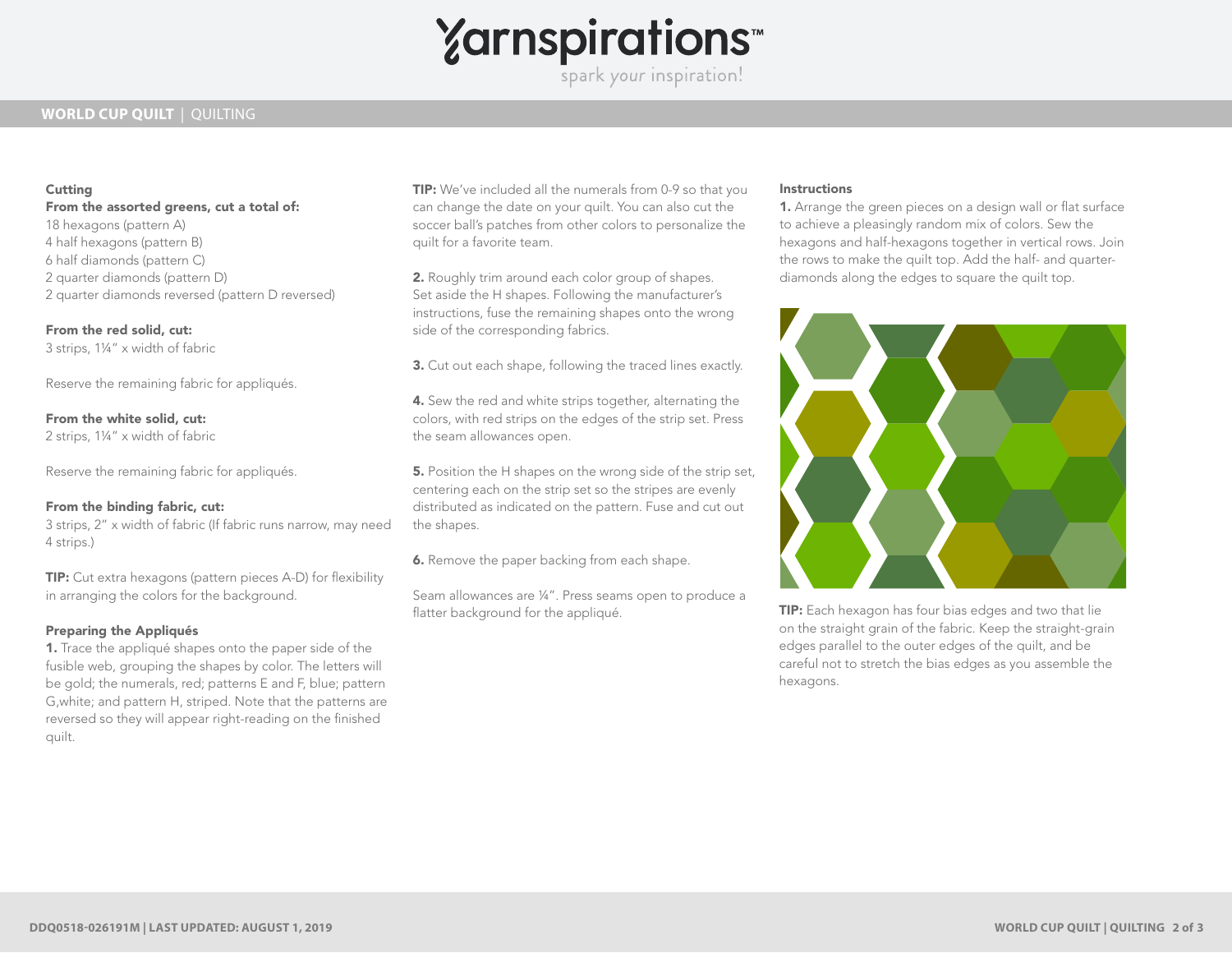## Cutting

**From the assorted greens, cut a total of:**

18 hexagons (pattern A)
4 half hexagons (pattern B)
6 half diamonds (pattern C)
2 quarter diamonds (pattern D)
2 quarter diamonds reversed (pattern D reversed)

**From the red solid, cut:**

3 strips, 1¼" x width of fabric

Reserve the remaining fabric for appliqués.

**From the white solid, cut:**

2 strips, 1¼" x width of fabric

Reserve the remaining fabric for appliqués.

**From the binding fabric, cut:**

3 strips, 2" x width of fabric (If fabric runs narrow, may need 4 strips.)

**TIP:** Cut extra hexagons (pattern pieces A-D) for flexibility in arranging the colors for the background.

## Preparing the Appliqués

**1.** Trace the appliqué shapes onto the paper side of the fusible web, grouping the shapes by color. The letters will be gold; the numerals, red; patterns E and F, blue; pattern G,white; and pattern H, striped. Note that the patterns are reversed so they will appear right-reading on the finished quilt.

**TIP:** We've included all the numerals from 0-9 so that you can change the date on your quilt. You can also cut the soccer ball's patches from other colors to personalize the quilt for a favorite team.

**2.** Roughly trim around each color group of shapes. Set aside the H shapes. Following the manufacturer's instructions, fuse the remaining shapes onto the wrong side of the corresponding fabrics.

**3.** Cut out each shape, following the traced lines exactly.

**4.** Sew the red and white strips together, alternating the colors, with red strips on the edges of the strip set. Press the seam allowances open.

**5.** Position the H shapes on the wrong side of the strip set, centering each on the strip set so the stripes are evenly distributed as indicated on the pattern. Fuse and cut out the shapes.

**6.** Remove the paper backing from each shape.

Seam allowances are ¼". Press seams open to produce a flatter background for the appliqué.

## Instructions

**1.** Arrange the green pieces on a design wall or flat surface to achieve a pleasingly random mix of colors. Sew the hexagons and half-hexagons together in vertical rows. Join the rows to make the quilt top. Add the half- and quarter-diamonds along the edges to square the quilt top.

**TIP:** Each hexagon has four bias edges and two that lie on the straight grain of the fabric. Keep the straight-grain edges parallel to the outer edges of the quilt, and be careful not to stretch the bias edges as you assemble the hexagons.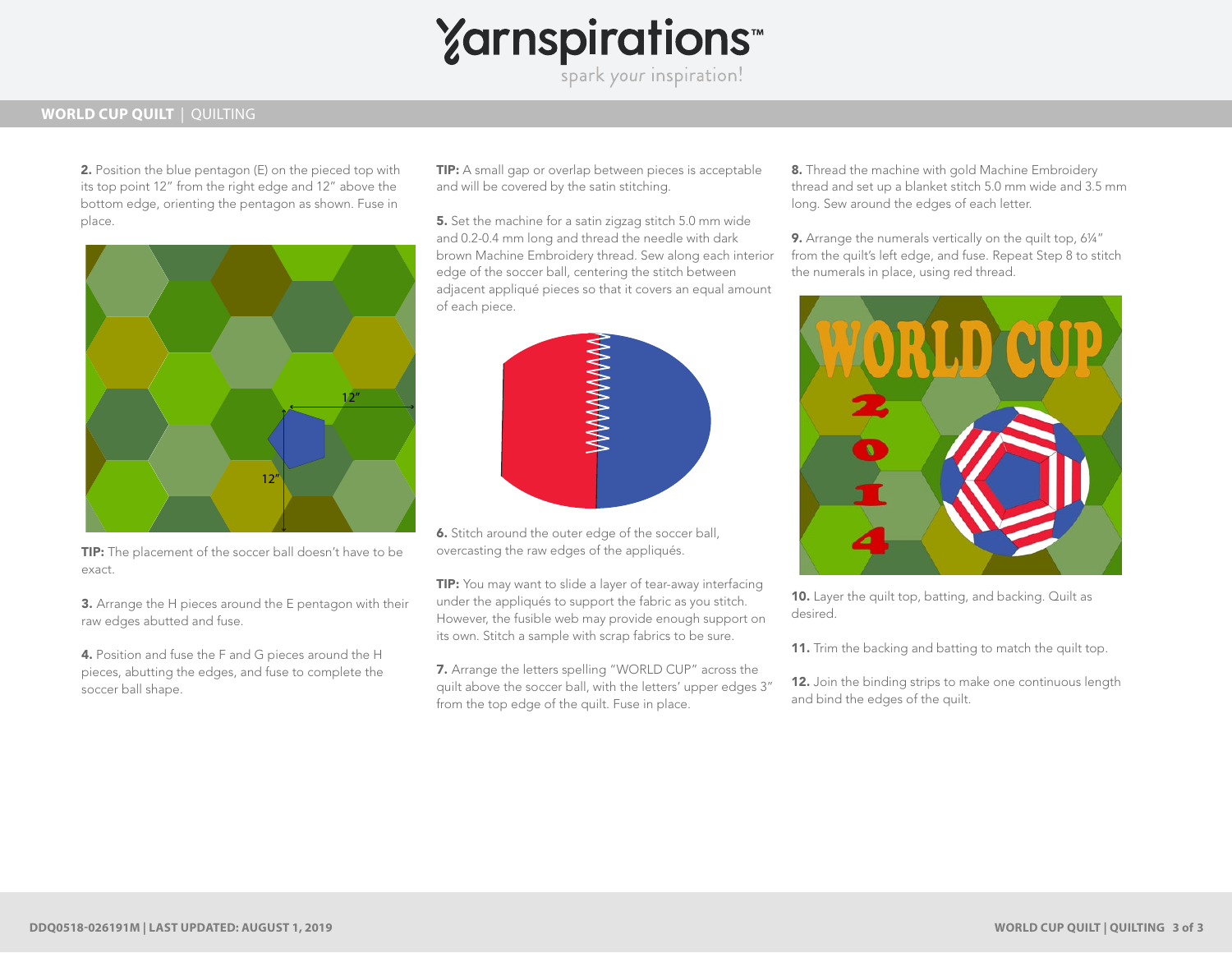**2.** Position the blue pentagon (E) on the pieced top with its top point 12" from the right edge and 12" above the bottom edge, orienting the pentagon as shown. Fuse in place.

12"

12"

**TIP:** The placement of the soccer ball doesn't have to be exact.

**3.** Arrange the H pieces around the E pentagon with their raw edges abutted and fuse.

**4.** Position and fuse the F and G pieces around the H pieces, abutting the edges, and fuse to complete the soccer ball shape.

**TIP:** A small gap or overlap between pieces is acceptable and will be covered by the satin stitching.

**5.** Set the machine for a satin zigzag stitch 5.0 mm wide and 0.2-0.4 mm long and thread the needle with dark brown Machine Embroidery thread. Sew along each interior edge of the soccer ball, centering the stitch between adjacent appliqué pieces so that it covers an equal amount of each piece.

**6.** Stitch around the outer edge of the soccer ball, overcasting the raw edges of the appliqués.

**TIP:** You may want to slide a layer of tear-away interfacing under the appliqués to support the fabric as you stitch. However, the fusible web may provide enough support on its own. Stitch a sample with scrap fabrics to be sure.

**7.** Arrange the letters spelling "WORLD CUP" across the quilt above the soccer ball, with the letters' upper edges 3" from the top edge of the quilt. Fuse in place.

**8.** Thread the machine with gold Machine Embroidery thread and set up a blanket stitch 5.0 mm wide and 3.5 mm long. Sew around the edges of each letter.

**9.** Arrange the numerals vertically on the quilt top, 6¼" from the quilt's left edge, and fuse. Repeat Step 8 to stitch the numerals in place, using red thread.

**10.** Layer the quilt top, batting, and backing. Quilt as desired.

**11.** Trim the backing and batting to match the quilt top.

**12.** Join the binding strips to make one continuous length and bind the edges of the quilt.

DDQ0518-026191M | LAST UPDATED: AUGUST 1, 2019